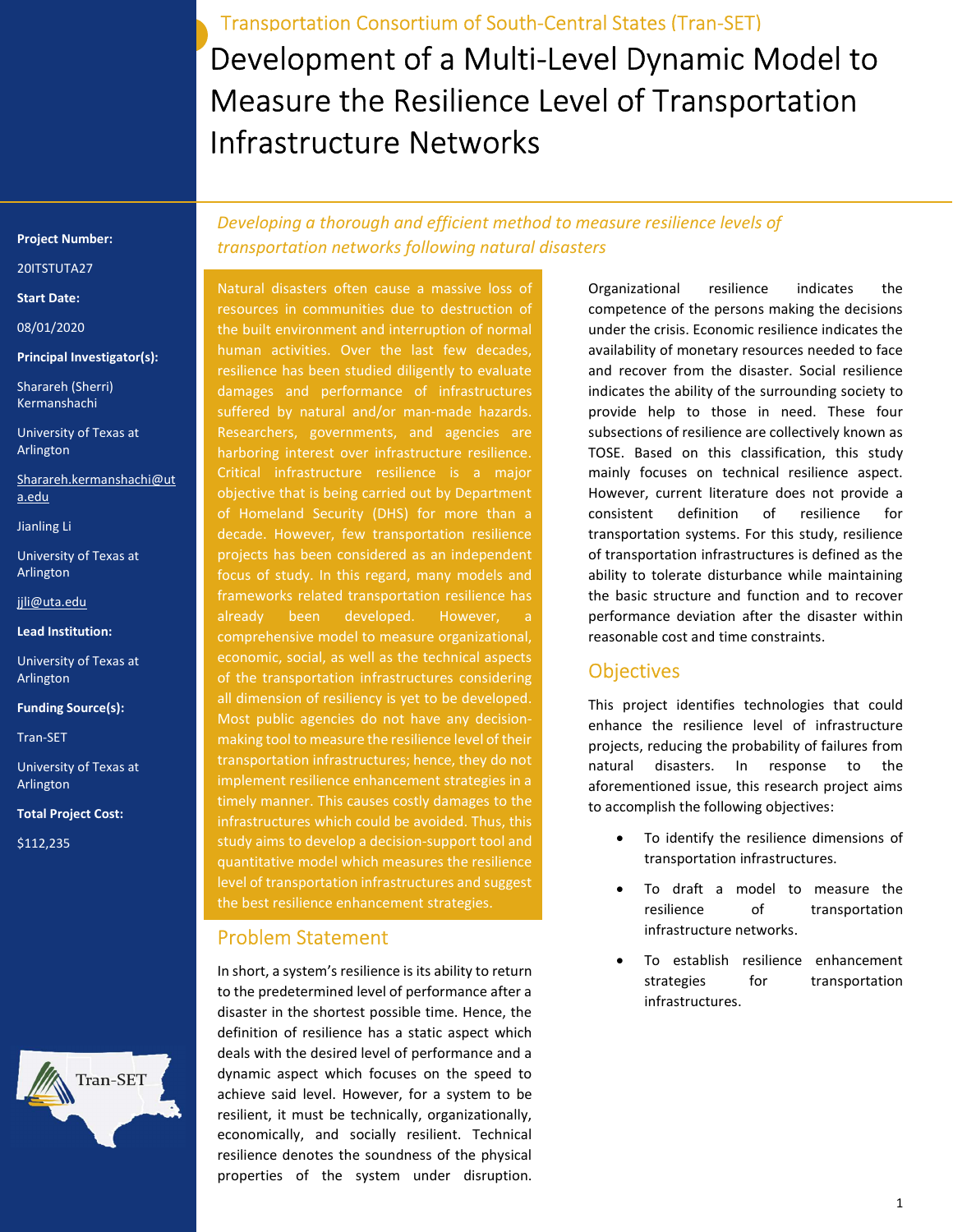Transportation Consortium of South-Central States (Tran-SET)

# Development of a Multi-Level Dynamic Model to Measure the Resilience Level of Transportation Infrastructure Networks

**Project Number:**

20ITSTUTA27

**Start Date:**

08/01/2020

**Principal Investigator(s):**

Sharareh (Sherri) Kermanshachi

University of Texas at Arlington

Sharareh.kermanshachi@uta.edu

Jianling Li

University of Texas at Arlington

jjli@uta.edu

**Lead Institution:**

University of Texas at Arlington

**Funding Source(s):**

Tran-SET

University of Texas at Arlington

**Total Project Cost:**

$112,235

*Developing a thorough and efficient method to measure resilience levels of transportation networks following natural disasters*

Natural disasters often cause a massive loss of resources in communities due to destruction of the built environment and interruption of normal human activities. Over the last few decades, resilience has been studied diligently to evaluate damages and performance of infrastructures suffered by natural and/or man-made hazards. Researchers, governments, and agencies are harboring interest over infrastructure resilience. Critical infrastructure resilience is a major objective that is being carried out by Department of Homeland Security (DHS) for more than a decade. However, few transportation resilience projects has been considered as an independent focus of study. In this regard, many models and frameworks related transportation resilience has already been developed. However, a comprehensive model to measure organizational, economic, social, as well as the technical aspects of the transportation infrastructures considering all dimension of resiliency is yet to be developed. Most public agencies do not have any decision-making tool to measure the resilience level of their transportation infrastructures; hence, they do not implement resilience enhancement strategies in a timely manner. This causes costly damages to the infrastructures which could be avoided. Thus, this study aims to develop a decision-support tool and quantitative model which measures the resilience level of transportation infrastructures and suggest the best resilience enhancement strategies.

## Problem Statement

In short, a system's resilience is its ability to return to the predetermined level of performance after a disaster in the shortest possible time. Hence, the definition of resilience has a static aspect which deals with the desired level of performance and a dynamic aspect which focuses on the speed to achieve said level. However, for a system to be resilient, it must be technically, organizationally, economically, and socially resilient. Technical resilience denotes the soundness of the physical properties of the system under disruption. Organizational resilience indicates the competence of the persons making the decisions under the crisis. Economic resilience indicates the availability of monetary resources needed to face and recover from the disaster. Social resilience indicates the ability of the surrounding society to provide help to those in need. These four subsections of resilience are collectively known as TOSE. Based on this classification, this study mainly focuses on technical resilience aspect. However, current literature does not provide a consistent definition of resilience for transportation systems. For this study, resilience of transportation infrastructures is defined as the ability to tolerate disturbance while maintaining the basic structure and function and to recover performance deviation after the disaster within reasonable cost and time constraints.

## Objectives

This project identifies technologies that could enhance the resilience level of infrastructure projects, reducing the probability of failures from natural disasters. In response to the aforementioned issue, this research project aims to accomplish the following objectives:

- To identify the resilience dimensions of transportation infrastructures.
- To draft a model to measure the resilience of transportation infrastructure networks.
- To establish resilience enhancement strategies for transportation infrastructures.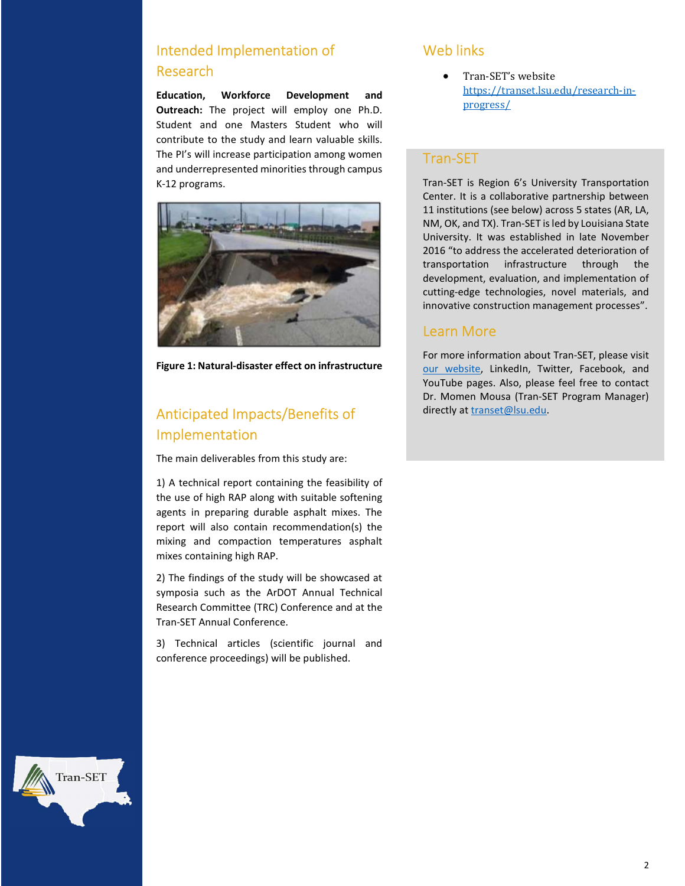## Intended Implementation of Research

**Education, Workforce Development and Outreach:** The project will employ one Ph.D. Student and one Masters Student who will contribute to the study and learn valuable skills. The PI's will increase participation among women and underrepresented minorities through campus K-12 programs.

**Figure 1: Natural-disaster effect on infrastructure**

## Anticipated Impacts/Benefits of Implementation

The main deliverables from this study are:

1) A technical report containing the feasibility of the use of high RAP along with suitable softening agents in preparing durable asphalt mixes. The report will also contain recommendation(s) the mixing and compaction temperatures asphalt mixes containing high RAP.

2) The findings of the study will be showcased at symposia such as the ArDOT Annual Technical Research Committee (TRC) Conference and at the Tran-SET Annual Conference.

3) Technical articles (scientific journal and conference proceedings) will be published.

## Web links

- Tran-SET's website https://transet.lsu.edu/research-in-progress/

## Tran-SET

Tran-SET is Region 6's University Transportation Center. It is a collaborative partnership between 11 institutions (see below) across 5 states (AR, LA, NM, OK, and TX). Tran-SET is led by Louisiana State University. It was established in late November 2016 "to address the accelerated deterioration of transportation infrastructure through the development, evaluation, and implementation of cutting-edge technologies, novel materials, and innovative construction management processes".

## Learn More

For more information about Tran-SET, please visit our website, LinkedIn, Twitter, Facebook, and YouTube pages. Also, please feel free to contact Dr. Momen Mousa (Tran-SET Program Manager) directly at transet@lsu.edu.